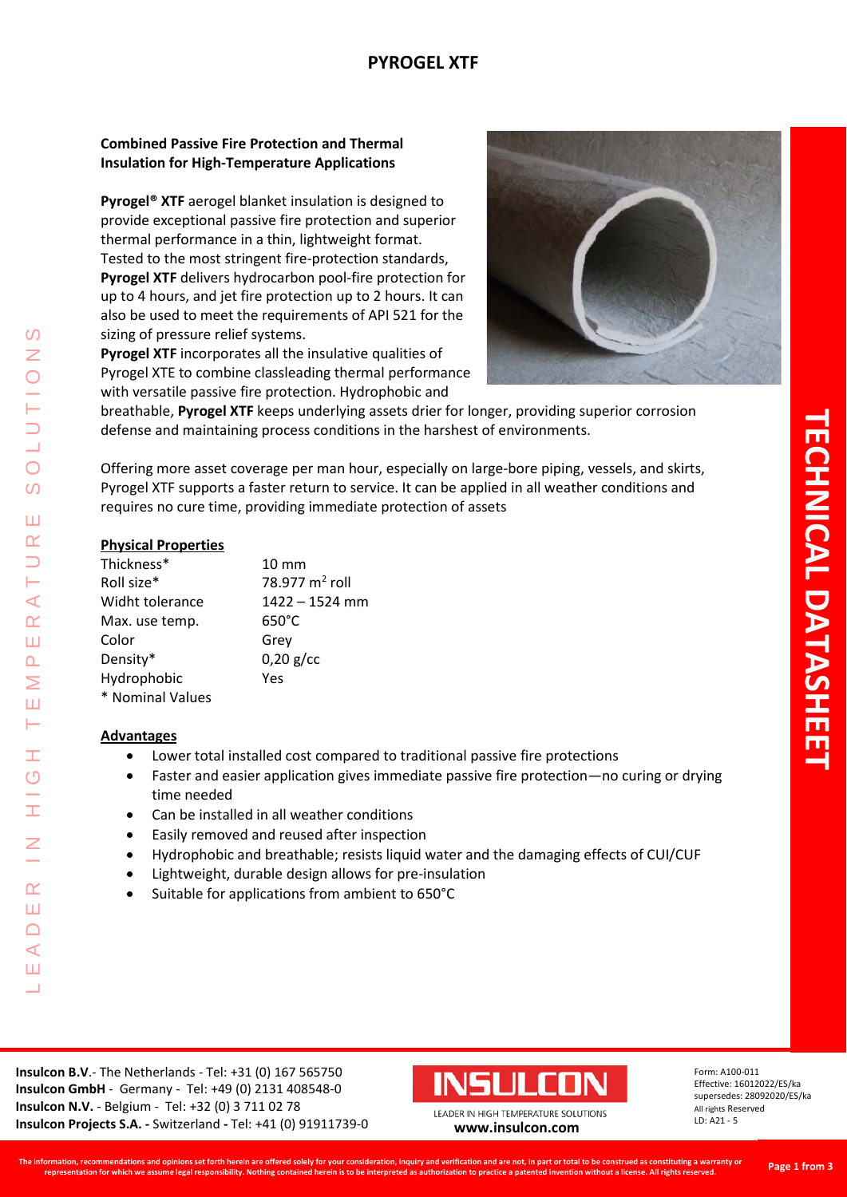# PYROGEL XTF

**Combined Passive Fire Protection and Thermal Insulation for High-Temperature Applications**

**Pyrogel® XTF** aerogel blanket insulation is designed to provide exceptional passive fire protection and superior thermal performance in a thin, lightweight format. Tested to the most stringent fire-protection standards, **Pyrogel XTF** delivers hydrocarbon pool-fire protection for up to 4 hours, and jet fire protection up to 2 hours. It can also be used to meet the requirements of API 521 for the sizing of pressure relief systems.

**Pyrogel XTF** incorporates all the insulative qualities of Pyrogel XTE to combine classleading thermal performance with versatile passive fire protection. Hydrophobic and breathable, **Pyrogel XTF** keeps underlying assets drier for longer, providing superior corrosion defense and maintaining process conditions in the harshest of environments.

Offering more asset coverage per man hour, especially on large-bore piping, vessels, and skirts, Pyrogel XTF supports a faster return to service. It can be applied in all weather conditions and requires no cure time, providing immediate protection of assets

## Physical Properties

| | |
|---|---|
| Thickness* | 10 mm |
| Roll size* | 78.977 $m^2$ roll |
| Widht tolerance | 1422 – 1524 mm |
| Max. use temp. | 650°C |
| Color | Grey |
| Density* | 0,20 g/cc |
| Hydrophobic | Yes |

\* Nominal Values

## Advantages

- Lower total installed cost compared to traditional passive fire protections
- Faster and easier application gives immediate passive fire protection—no curing or drying time needed
- Can be installed in all weather conditions
- Easily removed and reused after inspection
- Hydrophobic and breathable; resists liquid water and the damaging effects of CUI/CUF
- Lightweight, durable design allows for pre-insulation
- Suitable for applications from ambient to 650°C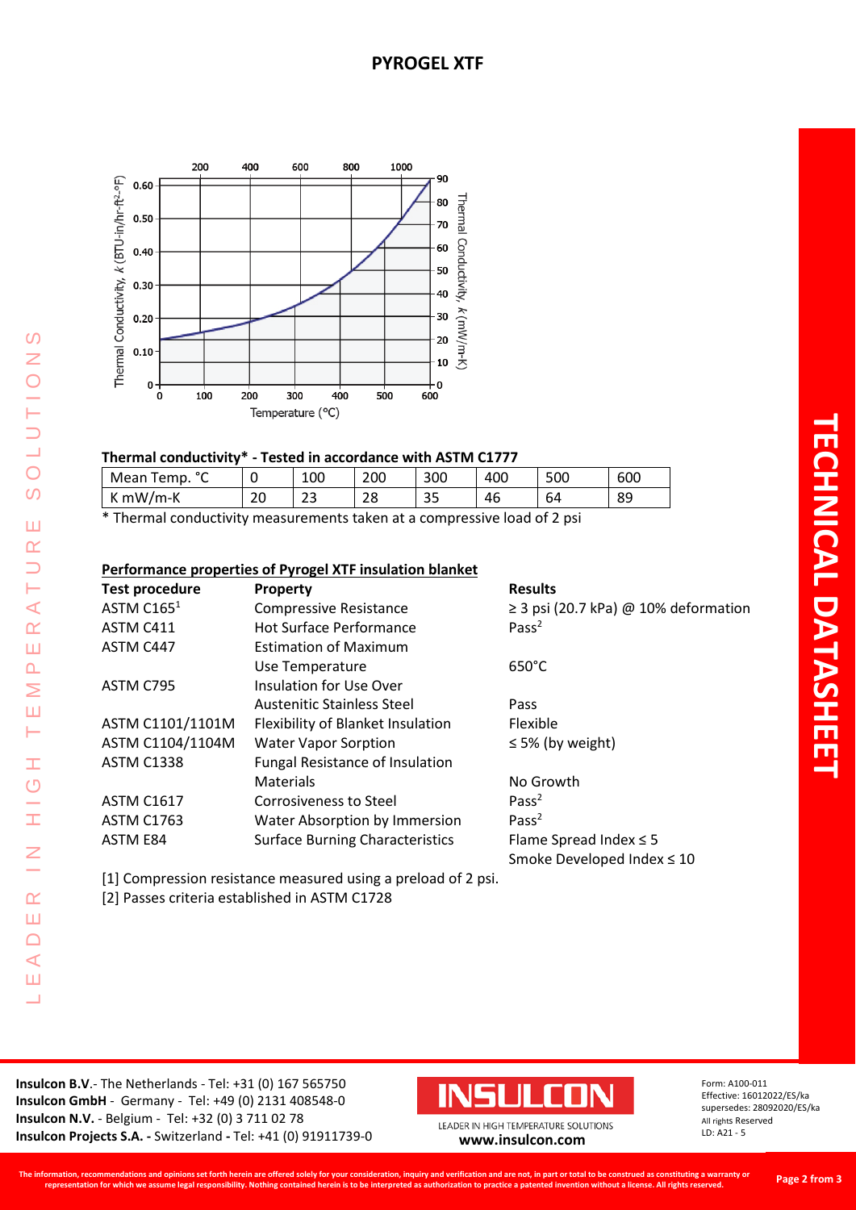# PYROGEL XTF

**Thermal conductivity* - Tested in accordance with ASTM C1777**

| Mean Temp. °C | 0 | 100 | 200 | 300 | 400 | 500 | 600 |
|---|---|---|---|---|---|---|---|
| K mW/m-K | 20 | 23 | 28 | 35 | 46 | 64 | 89 |

* Thermal conductivity measurements taken at a compressive load of 2 psi

**Performance properties of Pyrogel XTF insulation blanket**

| Test procedure | Property | Results |
|---|---|---|
| ASTM C165[1] | Compressive Resistance | ≥ 3 psi (20.7 kPa) @ 10% deformation |
| ASTM C411 | Hot Surface Performance | Pass[2] |
| ASTM C447 | Estimation of Maximum Use Temperature | 650°C |
| ASTM C795 | Insulation for Use Over Austenitic Stainless Steel | Pass |
| ASTM C1101/1101M | Flexibility of Blanket Insulation | Flexible |
| ASTM C1104/1104M | Water Vapor Sorption | ≤ 5% (by weight) |
| ASTM C1338 | Fungal Resistance of Insulation Materials | No Growth |
| ASTM C1617 | Corrosiveness to Steel | Pass[2] |
| ASTM C1763 | Water Absorption by Immersion | Pass[2] |
| ASTM E84 | Surface Burning Characteristics | Flame Spread Index ≤ 5<br>Smoke Developed Index ≤ 10 |

[1] Compression resistance measured using a preload of 2 psi.
[2] Passes criteria established in ASTM C1728

**Insulcon B.V**.- The Netherlands - Tel: +31 (0) 167 565750
**Insulcon GmbH** - Germany - Tel: +49 (0) 2131 408548-0
**Insulcon N.V.** - Belgium - Tel: +32 (0) 3 711 02 78
**Insulcon Projects S.A.** - Switzerland - Tel: +41 (0) 91911739-0

LEADER IN HIGH TEMPERATURE SOLUTIONS
**www.insulcon.com**

Form: A100-011
Effective: 16012022/ES/ka
supersedes: 28092020/ES/ka
All rights Reserved
LD: A21 - 5

The information, recommendations and opinions set forth herein are offered solely for your consideration, inquiry and verification and are not, in part or total to be construed as constituting a warranty or representation for which we assume legal responsibility. Nothing contained herein is to be interpreted as authorization to practice a patented invention without a license. All rights reserved.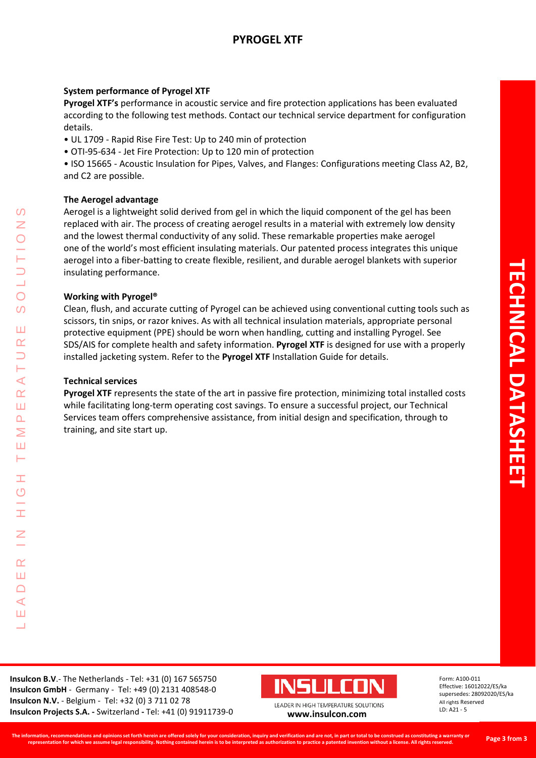## System performance of Pyrogel XTF

**Pyrogel XTF's** performance in acoustic service and fire protection applications has been evaluated according to the following test methods. Contact our technical service department for configuration details.

- UL 1709 - Rapid Rise Fire Test: Up to 240 min of protection
- OTI-95-634 - Jet Fire Protection: Up to 120 min of protection
- ISO 15665 - Acoustic Insulation for Pipes, Valves, and Flanges: Configurations meeting Class A2, B2, and C2 are possible.

## The Aerogel advantage

Aerogel is a lightweight solid derived from gel in which the liquid component of the gel has been replaced with air. The process of creating aerogel results in a material with extremely low density and the lowest thermal conductivity of any solid. These remarkable properties make aerogel one of the world's most efficient insulating materials. Our patented process integrates this unique aerogel into a fiber-batting to create flexible, resilient, and durable aerogel blankets with superior insulating performance.

## Working with Pyrogel®

Clean, flush, and accurate cutting of Pyrogel can be achieved using conventional cutting tools such as scissors, tin snips, or razor knives. As with all technical insulation materials, appropriate personal protective equipment (PPE) should be worn when handling, cutting and installing Pyrogel. See SDS/AIS for complete health and safety information. **Pyrogel XTF** is designed for use with a properly installed jacketing system. Refer to the **Pyrogel XTF** Installation Guide for details.

## Technical services

**Pyrogel XTF** represents the state of the art in passive fire protection, minimizing total installed costs while facilitating long-term operating cost savings. To ensure a successful project, our Technical Services team offers comprehensive assistance, from initial design and specification, through to training, and site start up.

**Insulcon B.V**.- The Netherlands - Tel: +31 (0) 167 565750
**Insulcon GmbH** - Germany - Tel: +49 (0) 2131 408548-0
**Insulcon N.V.** - Belgium - Tel: +32 (0) 3 711 02 78
**Insulcon Projects S.A. -** Switzerland **-** Tel: +41 (0) 91911739-0

LEADER IN HIGH TEMPERATURE SOLUTIONS
**www.insulcon.com**

Form: A100-011
Effective: 16012022/ES/ka
supersedes: 28092020/ES/ka
All rights Reserved
LD: A21 - 5

**The information, recommendations and opinions set forth herein are offered solely for your consideration, inquiry and verification and are not, in part or total to be construed as constituting a warranty or representation for which we assume legal responsibility. Nothing contained herein is to be interpreted as authorization to practice a patented invention without a license. All rights reserved.**